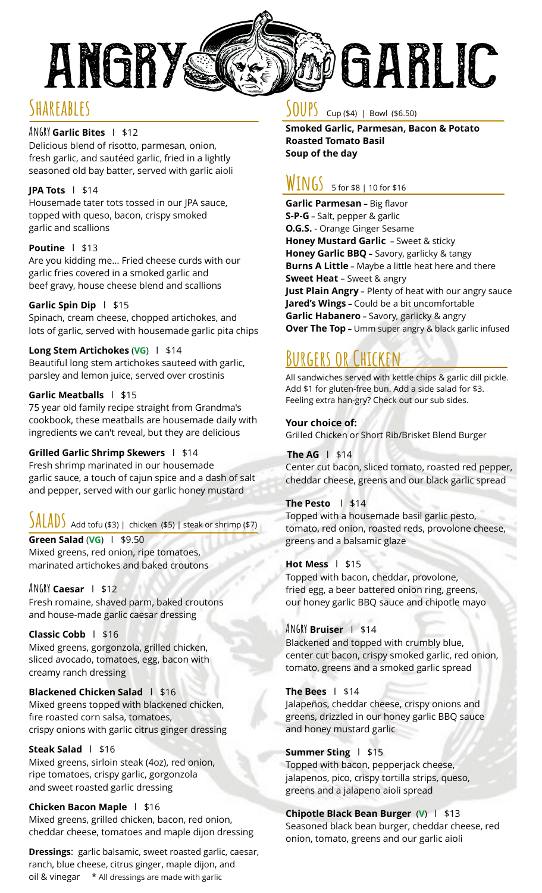# ANGRY GARLIC

## Shareables

### ANGRY **Garlic Bites** | $12

Delicious blend of risotto, parmesan, onion, fresh garlic, and sautéed garlic, fried in a lightly seasoned old bay batter, served with garlic aioli

**JPA Tots** | $14

Housemade tater tots tossed in our JPA sauce, topped with queso, bacon, crispy smoked garlic and scallions

**Poutine** | $13

Are you kidding me… Fried cheese curds with our garlic fries covered in a smoked garlic and beef gravy, house cheese blend and scallions

**Garlic Spin Dip** | $15

Spinach, cream cheese, chopped artichokes, and lots of garlic, served with housemade garlic pita chips

**Long Stem Artichokes (VG)** | $14

Beautiful long stem artichokes sauteed with garlic, parsley and lemon juice, served over crostinis

**Garlic Meatballs** | $15

75 year old family recipe straight from Grandma's cookbook, these meatballs are housemade daily with ingredients we can't reveal, but they are delicious

**Grilled Garlic Shrimp Skewers** | $14

Fresh shrimp marinated in our housemade garlic sauce, a touch of cajun spice and a dash of salt and pepper, served with our garlic honey mustard

## Salads

Add tofu ($3) | chicken ($5) | steak or shrimp ($7)

**Green Salad (VG)** | $9.50

Mixed greens, red onion, ripe tomatoes, marinated artichokes and baked croutons

ANGRY **Caesar** | $12

Fresh romaine, shaved parm, baked croutons and house-made garlic caesar dressing

**Classic Cobb** | $16

Mixed greens, gorgonzola, grilled chicken, sliced avocado, tomatoes, egg, bacon with creamy ranch dressing

**Blackened Chicken Salad** | $16

Mixed greens topped with blackened chicken, fire roasted corn salsa, tomatoes, crispy onions with garlic citrus ginger dressing

**Steak Salad** | $16

Mixed greens, sirloin steak (4oz), red onion, ripe tomatoes, crispy garlic, gorgonzola and sweet roasted garlic dressing

**Chicken Bacon Maple** | $16

Mixed greens, grilled chicken, bacon, red onion, cheddar cheese, tomatoes and maple dijon dressing

**Dressings**: garlic balsamic, sweet roasted garlic, caesar, ranch, blue cheese, citrus ginger, maple dijon, and oil & vinegar * All dressings are made with garlic

## Soups

Cup ($4) | Bowl ($6.50)

**Smoked Garlic, Parmesan, Bacon & Potato**
**Roasted Tomato Basil**
**Soup of the day**

## Wings

5 for $8 | 10 for $16

**Garlic Parmesan** – Big flavor
**S-P-G** – Salt, pepper & garlic
**O.G.S.** - Orange Ginger Sesame
**Honey Mustard Garlic** – Sweet & sticky
**Honey Garlic BBQ** – Savory, garlicky & tangy
**Burns A Little** – Maybe a little heat here and there
**Sweet Heat** – Sweet & angry
**Just Plain Angry** – Plenty of heat with our angry sauce
**Jared's Wings** – Could be a bit uncomfortable
**Garlic Habanero** – Savory, garlicky & angry
**Over The Top** – Umm super angry & black garlic infused

## Burgers or Chicken

All sandwiches served with kettle chips & garlic dill pickle. Add $1 for gluten-free bun. Add a side salad for $3. Feeling extra han-gry? Check out our sub sides.

**Your choice of:**
Grilled Chicken or Short Rib/Brisket Blend Burger

**The AG** | $14

Center cut bacon, sliced tomato, roasted red pepper, cheddar cheese, greens and our black garlic spread

**The Pesto** | $14

Topped with a housemade basil garlic pesto, tomato, red onion, roasted reds, provolone cheese, greens and a balsamic glaze

**Hot Mess** | $15

Topped with bacon, cheddar, provolone, fried egg, a beer battered onion ring, greens, our honey garlic BBQ sauce and chipotle mayo

ANGRY **Bruiser** | $14

Blackened and topped with crumbly blue, center cut bacon, crispy smoked garlic, red onion, tomato, greens and a smoked garlic spread

**The Bees** | $14

Jalapeños, cheddar cheese, crispy onions and greens, drizzled in our honey garlic BBQ sauce and honey mustard garlic

**Summer Sting** | $15

Topped with bacon, pepperjack cheese, jalapenos, pico, crispy tortilla strips, queso, greens and a jalapeno aioli spread

**Chipotle Black Bean Burger (V)** | $13

Seasoned black bean burger, cheddar cheese, red onion, tomato, greens and our garlic aioli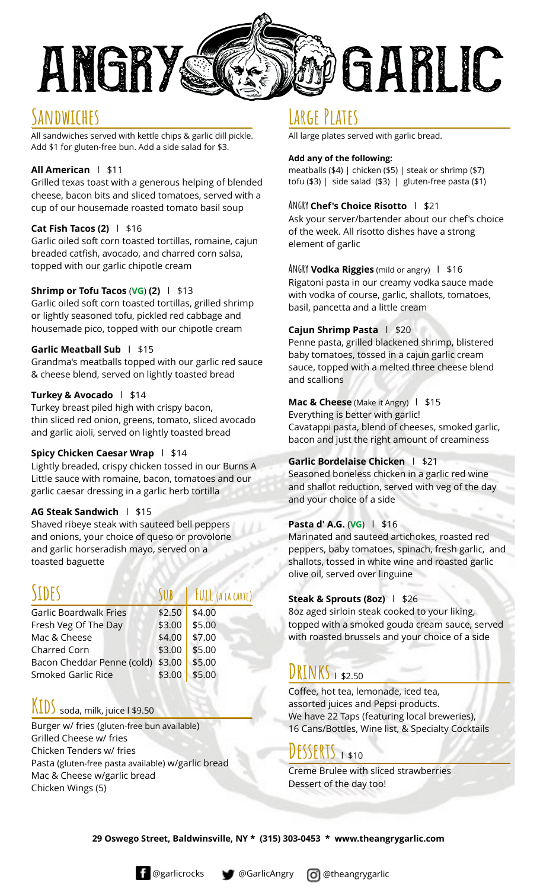# ANGRY GARLIC

## Sandwiches

All sandwiches served with kettle chips & garlic dill pickle. Add $1 for gluten-free bun. Add a side salad for $3.

**All American** | $11
Grilled texas toast with a generous helping of blended cheese, bacon bits and sliced tomatoes, served with a cup of our housemade roasted tomato basil soup

**Cat Fish Tacos (2)** | $16
Garlic oiled soft corn toasted tortillas, romaine, cajun breaded catfish, avocado, and charred corn salsa, topped with our garlic chipotle cream

**Shrimp or Tofu Tacos** (**VG**) **(2)** | $13
Garlic oiled soft corn toasted tortillas, grilled shrimp or lightly seasoned tofu, pickled red cabbage and housemade pico, topped with our chipotle cream

**Garlic Meatball Sub** | $15
Grandma's meatballs topped with our garlic red sauce & cheese blend, served on lightly toasted bread

**Turkey & Avocado** | $14
Turkey breast piled high with crispy bacon, thin sliced red onion, greens, tomato, sliced avocado and garlic aioli, served on lightly toasted bread

**Spicy Chicken Caesar Wrap** | $14
Lightly breaded, crispy chicken tossed in our Burns A Little sauce with romaine, bacon, tomatoes and our garlic caesar dressing in a garlic herb tortilla

**AG Steak Sandwich** | $15
Shaved ribeye steak with sauteed bell peppers and onions, your choice of queso or provolone and garlic horseradish mayo, served on a toasted baguette

## Sides

| Sides | Sub | Full (a la carte) |
|---|---|---|
| Garlic Boardwalk Fries | $2.50 | $4.00 |
| Fresh Veg Of The Day | $3.00 | $5.00 |
| Mac & Cheese | $4.00 | $7.00 |
| Charred Corn | $3.00 | $5.00 |
| Bacon Cheddar Penne (cold) | $3.00 | $5.00 |
| Smoked Garlic Rice | $3.00 | $5.00 |

## Kids soda, milk, juice | $9.50

Burger w/ fries (gluten-free bun available)
Grilled Cheese w/ fries
Chicken Tenders w/ fries
Pasta (gluten-free pasta available) w/garlic bread
Mac & Cheese w/garlic bread
Chicken Wings (5)

## Large Plates

All large plates served with garlic bread.

**Add any of the following:**
meatballs ($4) | chicken ($5) | steak or shrimp ($7)
tofu ($3) | side salad ($3) | gluten-free pasta ($1)

ANGRY **Chef's Choice Risotto** | $21
Ask your server/bartender about our chef's choice of the week. All risotto dishes have a strong element of garlic

ANGRY **Vodka Riggies** (mild or angry) | $16
Rigatoni pasta in our creamy vodka sauce made with vodka of course, garlic, shallots, tomatoes, basil, pancetta and a little cream

**Cajun Shrimp Pasta** | $20
Penne pasta, grilled blackened shrimp, blistered baby tomatoes, tossed in a cajun garlic cream sauce, topped with a melted three cheese blend and scallions

**Mac & Cheese** (Make it Angry) | $15
Everything is better with garlic!
Cavatappi pasta, blend of cheeses, smoked garlic, bacon and just the right amount of creaminess

**Garlic Bordelaise Chicken** | $21
Seasoned boneless chicken in a garlic red wine and shallot reduction, served with veg of the day and your choice of a side

**Pasta d' A.G.** (**VG**) | $16
Marinated and sauteed artichokes, roasted red peppers, baby tomatoes, spinach, fresh garlic, and shallots, tossed in white wine and roasted garlic olive oil, served over linguine

**Steak & Sprouts (8oz)** | $26
8oz aged sirloin steak cooked to your liking, topped with a smoked gouda cream sauce, served with roasted brussels and your choice of a side

## Drinks | $2.50

Coffee, hot tea, lemonade, iced tea, assorted juices and Pepsi products.
We have 22 Taps (featuring local breweries), 16 Cans/Bottles, Wine list, & Specialty Cocktails

## Desserts | $10

Creme Brulee with sliced strawberries
Dessert of the day too!

**29 Oswego Street, Baldwinsville, NY * (315) 303-0453 * www.theangrygarlic.com**

@garlicrocks @GarlicAngry @theangrygarlic